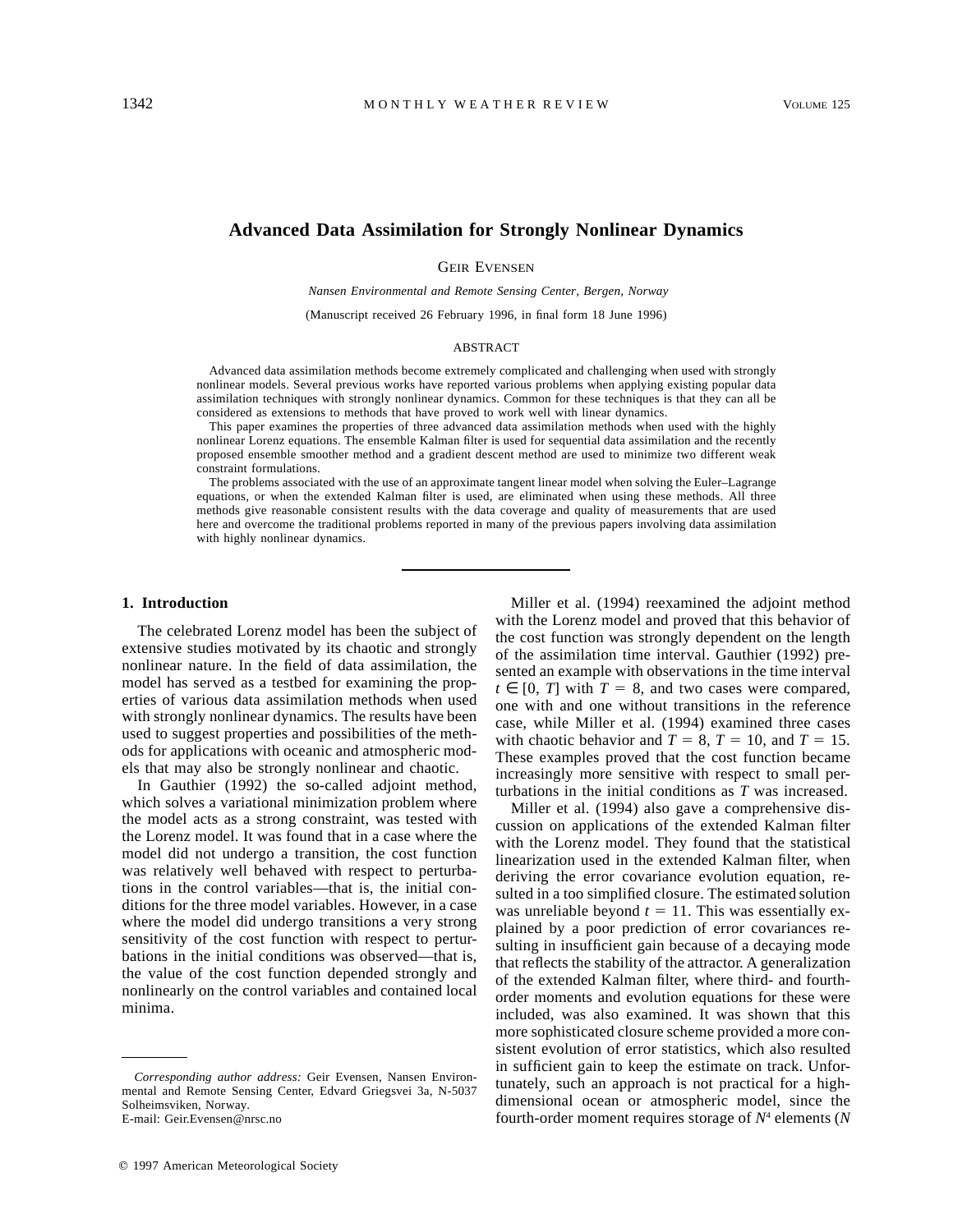# Advanced Data Assimilation for Strongly Nonlinear Dynamics

GEIR EVENSEN

*Nansen Environmental and Remote Sensing Center, Bergen, Norway*

(Manuscript received 26 February 1996, in final form 18 June 1996)

## ABSTRACT

Advanced data assimilation methods become extremely complicated and challenging when used with strongly nonlinear models. Several previous works have reported various problems when applying existing popular data assimilation techniques with strongly nonlinear dynamics. Common for these techniques is that they can all be considered as extensions to methods that have proved to work well with linear dynamics.

This paper examines the properties of three advanced data assimilation methods when used with the highly nonlinear Lorenz equations. The ensemble Kalman filter is used for sequential data assimilation and the recently proposed ensemble smoother method and a gradient descent method are used to minimize two different weak constraint formulations.

The problems associated with the use of an approximate tangent linear model when solving the Euler–Lagrange equations, or when the extended Kalman filter is used, are eliminated when using these methods. All three methods give reasonable consistent results with the data coverage and quality of measurements that are used here and overcome the traditional problems reported in many of the previous papers involving data assimilation with highly nonlinear dynamics.

## 1. Introduction

The celebrated Lorenz model has been the subject of extensive studies motivated by its chaotic and strongly nonlinear nature. In the field of data assimilation, the model has served as a testbed for examining the properties of various data assimilation methods when used with strongly nonlinear dynamics. The results have been used to suggest properties and possibilities of the methods for applications with oceanic and atmospheric models that may also be strongly nonlinear and chaotic.

In Gauthier (1992) the so-called adjoint method, which solves a variational minimization problem where the model acts as a strong constraint, was tested with the Lorenz model. It was found that in a case where the model did not undergo a transition, the cost function was relatively well behaved with respect to perturbations in the control variables—that is, the initial conditions for the three model variables. However, in a case where the model did undergo transitions a very strong sensitivity of the cost function with respect to perturbations in the initial conditions was observed—that is, the value of the cost function depended strongly and nonlinearly on the control variables and contained local minima.

Miller et al. (1994) reexamined the adjoint method with the Lorenz model and proved that this behavior of the cost function was strongly dependent on the length of the assimilation time interval. Gauthier (1992) presented an example with observations in the time interval $t \in [0, T]$ with $T = 8$, and two cases were compared, one with and one without transitions in the reference case, while Miller et al. (1994) examined three cases with chaotic behavior and $T = 8$, $T = 10$, and $T = 15$. These examples proved that the cost function became increasingly more sensitive with respect to small perturbations in the initial conditions as $T$ was increased.

Miller et al. (1994) also gave a comprehensive discussion on applications of the extended Kalman filter with the Lorenz model. They found that the statistical linearization used in the extended Kalman filter, when deriving the error covariance evolution equation, resulted in a too simplified closure. The estimated solution was unreliable beyond $t = 11$. This was essentially explained by a poor prediction of error covariances resulting in insufficient gain because of a decaying mode that reflects the stability of the attractor. A generalization of the extended Kalman filter, where third- and fourth-order moments and evolution equations for these were included, was also examined. It was shown that this more sophisticated closure scheme provided a more consistent evolution of error statistics, which also resulted in sufficient gain to keep the estimate on track. Unfortunately, such an approach is not practical for a high-dimensional ocean or atmospheric model, since the fourth-order moment requires storage of $N^4$ elements ($N$

---

*Corresponding author address:* Geir Evensen, Nansen Environmental and Remote Sensing Center, Edvard Griegsvei 3a, N-5037 Solheimsviken, Norway.
E-mail: Geir.Evensen@nrsc.no

© 1997 American Meteorological Society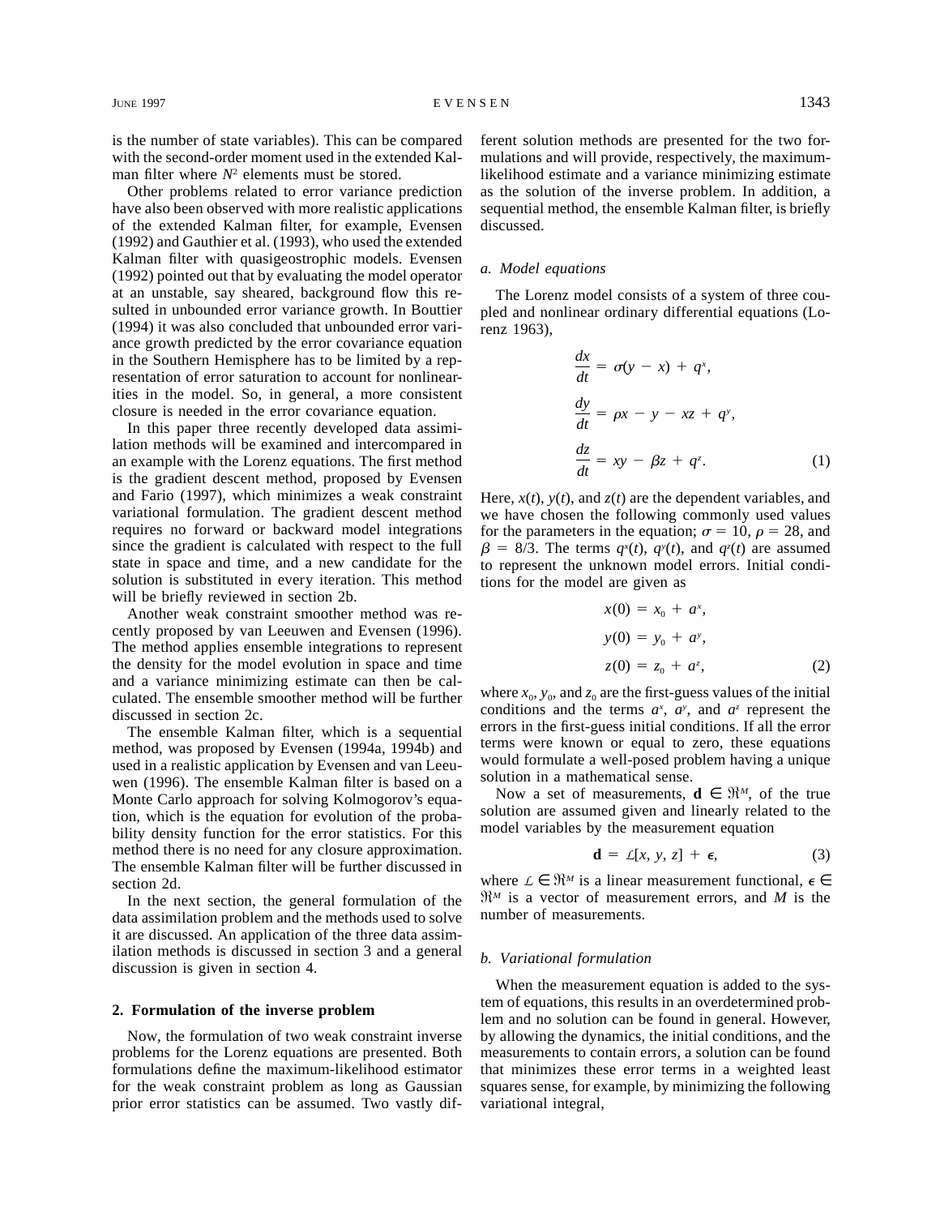is the number of state variables). This can be compared with the second-order moment used in the extended Kalman filter where $N^2$ elements must be stored.

Other problems related to error variance prediction have also been observed with more realistic applications of the extended Kalman filter, for example, Evensen (1992) and Gauthier et al. (1993), who used the extended Kalman filter with quasigeostrophic models. Evensen (1992) pointed out that by evaluating the model operator at an unstable, say sheared, background flow this resulted in unbounded error variance growth. In Bouttier (1994) it was also concluded that unbounded error variance growth predicted by the error covariance equation in the Southern Hemisphere has to be limited by a representation of error saturation to account for nonlinearities in the model. So, in general, a more consistent closure is needed in the error covariance equation.

In this paper three recently developed data assimilation methods will be examined and intercompared in an example with the Lorenz equations. The first method is the gradient descent method, proposed by Evensen and Fario (1997), which minimizes a weak constraint variational formulation. The gradient descent method requires no forward or backward model integrations since the gradient is calculated with respect to the full state in space and time, and a new candidate for the solution is substituted in every iteration. This method will be briefly reviewed in section 2b.

Another weak constraint smoother method was recently proposed by van Leeuwen and Evensen (1996). The method applies ensemble integrations to represent the density for the model evolution in space and time and a variance minimizing estimate can then be calculated. The ensemble smoother method will be further discussed in section 2c.

The ensemble Kalman filter, which is a sequential method, was proposed by Evensen (1994a, 1994b) and used in a realistic application by Evensen and van Leeuwen (1996). The ensemble Kalman filter is based on a Monte Carlo approach for solving Kolmogorov's equation, which is the equation for evolution of the probability density function for the error statistics. For this method there is no need for any closure approximation. The ensemble Kalman filter will be further discussed in section 2d.

In the next section, the general formulation of the data assimilation problem and the methods used to solve it are discussed. An application of the three data assimilation methods is discussed in section 3 and a general discussion is given in section 4.

## 2. Formulation of the inverse problem

Now, the formulation of two weak constraint inverse problems for the Lorenz equations are presented. Both formulations define the maximum-likelihood estimator for the weak constraint problem as long as Gaussian prior error statistics can be assumed. Two vastly different solution methods are presented for the two formulations and will provide, respectively, the maximum-likelihood estimate and a variance minimizing estimate as the solution of the inverse problem. In addition, a sequential method, the ensemble Kalman filter, is briefly discussed.

### *a. Model equations*

The Lorenz model consists of a system of three coupled and nonlinear ordinary differential equations (Lorenz 1963),

$$
\begin{aligned}
\frac{dx}{dt} &= \sigma(y - x) + q^x, \\
\frac{dy}{dt} &= \rho x - y - xz + q^y, \\
\frac{dz}{dt} &= xy - \beta z + q^z. 
\end{aligned}
\tag{1}
$$

Here, $x(t)$, $y(t)$, and $z(t)$ are the dependent variables, and we have chosen the following commonly used values for the parameters in the equation; $\sigma = 10$, $\rho = 28$, and $\beta = 8/3$. The terms $q^x(t)$, $q^y(t)$, and $q^z(t)$ are assumed to represent the unknown model errors. Initial conditions for the model are given as

$$
\begin{aligned}
x(0) &= x_0 + a^x, \\
y(0) &= y_0 + a^y, \\
z(0) &= z_0 + a^z,
\end{aligned}
\tag{2}
$$

where $x_0$, $y_0$, and $z_0$ are the first-guess values of the initial conditions and the terms $a^x$, $a^y$, and $a^z$ represent the errors in the first-guess initial conditions. If all the error terms were known or equal to zero, these equations would formulate a well-posed problem having a unique solution in a mathematical sense.

Now a set of measurements, $\mathbf{d} \in \Re^M$, of the true solution are assumed given and linearly related to the model variables by the measurement equation

$$
\mathbf{d} = \mathcal{L}[x, y, z] + \boldsymbol{\epsilon}, \tag{3}
$$

where $\mathcal{L} \in \Re^M$ is a linear measurement functional, $\boldsymbol{\epsilon} \in \Re^M$ is a vector of measurement errors, and $M$ is the number of measurements.

### *b. Variational formulation*

When the measurement equation is added to the system of equations, this results in an overdetermined problem and no solution can be found in general. However, by allowing the dynamics, the initial conditions, and the measurements to contain errors, a solution can be found that minimizes these error terms in a weighted least squares sense, for example, by minimizing the following variational integral,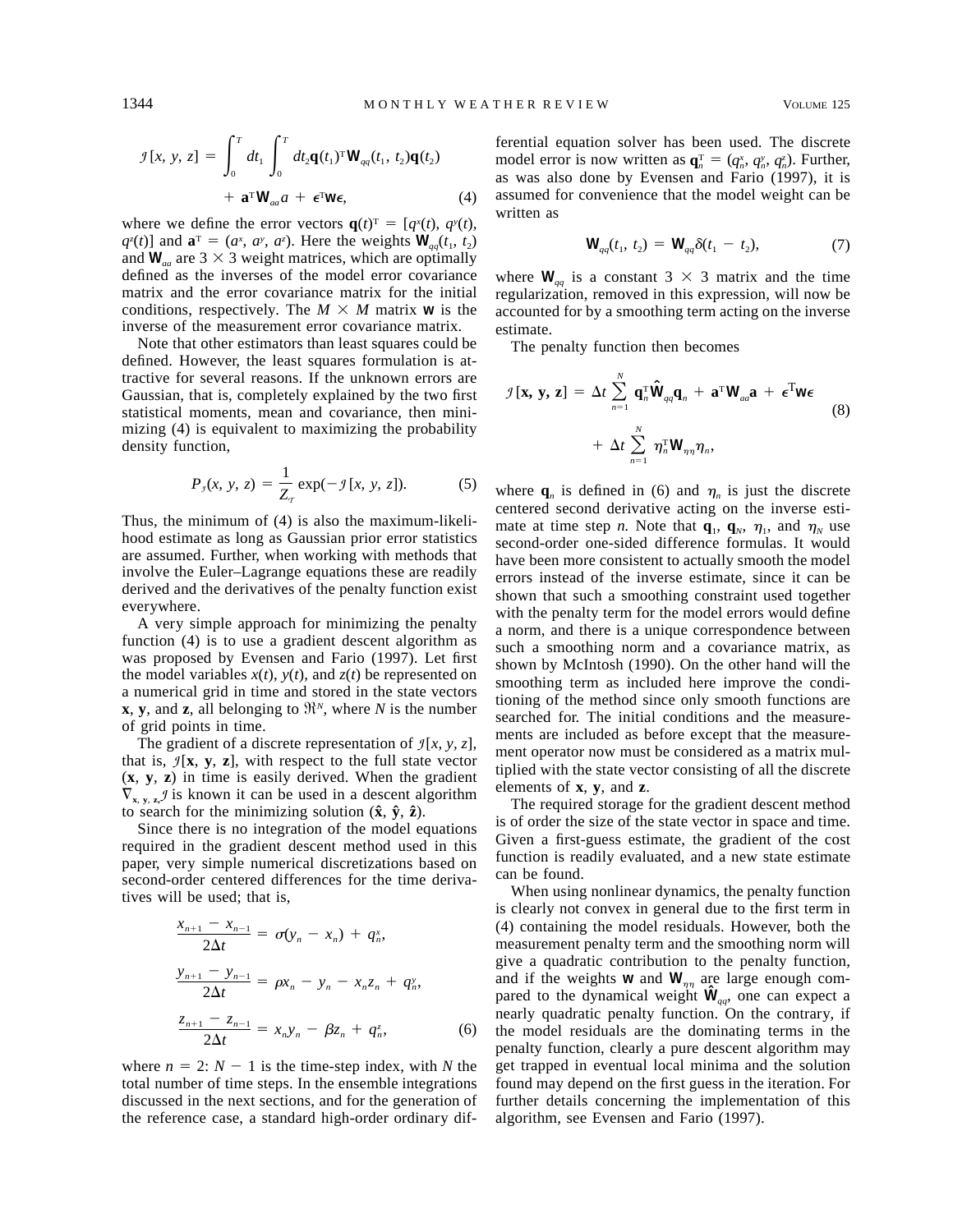$$\mathcal{J}[x, y, z] = \int_0^T dt_1 \int_0^T dt_2 \mathbf{q}(t_1)^{\mathrm{T}} \mathbf{W}_{qq}(t_1, t_2)\mathbf{q}(t_2) + \mathbf{a}^{\mathrm{T}}\mathbf{W}_{aa}a + \boldsymbol{\epsilon}^{\mathrm{T}}\mathbf{w}\boldsymbol{\epsilon}, \tag{4}$$

where we define the error vectors $\mathbf{q}(t)^{\mathrm{T}} = [q^x(t), q^y(t), q^z(t)]$ and $\mathbf{a}^{\mathrm{T}} = (a^x, a^y, a^z)$. Here the weights $\mathbf{W}_{qq}(t_1, t_2)$ and $\mathbf{W}_{aa}$ are $3 \times 3$ weight matrices, which are optimally defined as the inverses of the model error covariance matrix and the error covariance matrix for the initial conditions, respectively. The $M \times M$ matrix $\mathbf{w}$ is the inverse of the measurement error covariance matrix.

Note that other estimators than least squares could be defined. However, the least squares formulation is attractive for several reasons. If the unknown errors are Gaussian, that is, completely explained by the two first statistical moments, mean and covariance, then minimizing (4) is equivalent to maximizing the probability density function,

$$P_{\mathcal{J}}(x, y, z) = \frac{1}{Z_{\mathcal{T}}} \exp(-\mathcal{J}[x, y, z]). \tag{5}$$

Thus, the minimum of (4) is also the maximum-likelihood estimate as long as Gaussian prior error statistics are assumed. Further, when working with methods that involve the Euler–Lagrange equations these are readily derived and the derivatives of the penalty function exist everywhere.

A very simple approach for minimizing the penalty function (4) is to use a gradient descent algorithm as was proposed by Evensen and Fario (1997). Let first the model variables $x(t)$, $y(t)$, and $z(t)$ be represented on a numerical grid in time and stored in the state vectors $\mathbf{x}$, $\mathbf{y}$, and $\mathbf{z}$, all belonging to $\Re^N$, where $N$ is the number of grid points in time.

The gradient of a discrete representation of $\mathcal{J}[x, y, z]$, that is, $\mathcal{J}[\mathbf{x}, \mathbf{y}, \mathbf{z}]$, with respect to the full state vector $(\mathbf{x}, \mathbf{y}, \mathbf{z})$ in time is easily derived. When the gradient $\nabla_{\mathbf{x},\mathbf{y},\mathbf{z}}\mathcal{J}$ is known it can be used in a descent algorithm to search for the minimizing solution $(\hat{\mathbf{x}}, \hat{\mathbf{y}}, \hat{\mathbf{z}})$.

Since there is no integration of the model equations required in the gradient descent method used in this paper, very simple numerical discretizations based on second-order centered differences for the time derivatives will be used; that is,

$$\begin{aligned}
\frac{x_{n+1} - x_{n-1}}{2\Delta t} &= \sigma(y_n - x_n) + q_n^x, \\
\frac{y_{n+1} - y_{n-1}}{2\Delta t} &= \rho x_n - y_n - x_n z_n + q_n^y, \\
\frac{z_{n+1} - z_{n-1}}{2\Delta t} &= x_n y_n - \beta z_n + q_n^z,
\end{aligned} \tag{6}$$

where $n = 2{:}\, N - 1$ is the time-step index, with $N$ the total number of time steps. In the ensemble integrations discussed in the next sections, and for the generation of the reference case, a standard high-order ordinary differential equation solver has been used. The discrete model error is now written as $\mathbf{q}_n^{\mathrm{T}} = (q_n^x, q_n^y, q_n^z)$. Further, as was also done by Evensen and Fario (1997), it is assumed for convenience that the model weight can be written as

$$\mathbf{W}_{qq}(t_1, t_2) = \mathbf{W}_{qq}\delta(t_1 - t_2), \tag{7}$$

where $\mathbf{W}_{qq}$ is a constant $3 \times 3$ matrix and the time regularization, removed in this expression, will now be accounted for by a smoothing term acting on the inverse estimate.

The penalty function then becomes

$$\mathcal{J}[\mathbf{x}, \mathbf{y}, \mathbf{z}] = \Delta t \sum_{n=1}^{N} \mathbf{q}_n^{\mathrm{T}} \hat{\mathbf{W}}_{qq} \mathbf{q}_n + \mathbf{a}^{\mathrm{T}}\mathbf{W}_{aa}\mathbf{a} + \boldsymbol{\epsilon}^{\mathrm{T}}\mathbf{w}\boldsymbol{\epsilon} + \Delta t \sum_{n=1}^{N} \boldsymbol{\eta}_n^{\mathrm{T}} \mathbf{W}_{\eta\eta} \boldsymbol{\eta}_n, \tag{8}$$

where $\mathbf{q}_n$ is defined in (6) and $\boldsymbol{\eta}_n$ is just the discrete centered second derivative acting on the inverse estimate at time step $n$. Note that $\mathbf{q}_1$, $\mathbf{q}_N$, $\boldsymbol{\eta}_1$, and $\boldsymbol{\eta}_N$ use second-order one-sided difference formulas. It would have been more consistent to actually smooth the model errors instead of the inverse estimate, since it can be shown that such a smoothing constraint used together with the penalty term for the model errors would define a norm, and there is a unique correspondence between such a smoothing norm and a covariance matrix, as shown by McIntosh (1990). On the other hand will the smoothing term as included here improve the conditioning of the method since only smooth functions are searched for. The initial conditions and the measurements are included as before except that the measurement operator now must be considered as a matrix multiplied with the state vector consisting of all the discrete elements of $\mathbf{x}$, $\mathbf{y}$, and $\mathbf{z}$.

The required storage for the gradient descent method is of order the size of the state vector in space and time. Given a first-guess estimate, the gradient of the cost function is readily evaluated, and a new state estimate can be found.

When using nonlinear dynamics, the penalty function is clearly not convex in general due to the first term in (4) containing the model residuals. However, both the measurement penalty term and the smoothing norm will give a quadratic contribution to the penalty function, and if the weights $\mathbf{w}$ and $\mathbf{W}_{\eta\eta}$ are large enough compared to the dynamical weight $\hat{\mathbf{W}}_{qq}$, one can expect a nearly quadratic penalty function. On the contrary, if the model residuals are the dominating terms in the penalty function, clearly a pure descent algorithm may get trapped in eventual local minima and the solution found may depend on the first guess in the iteration. For further details concerning the implementation of this algorithm, see Evensen and Fario (1997).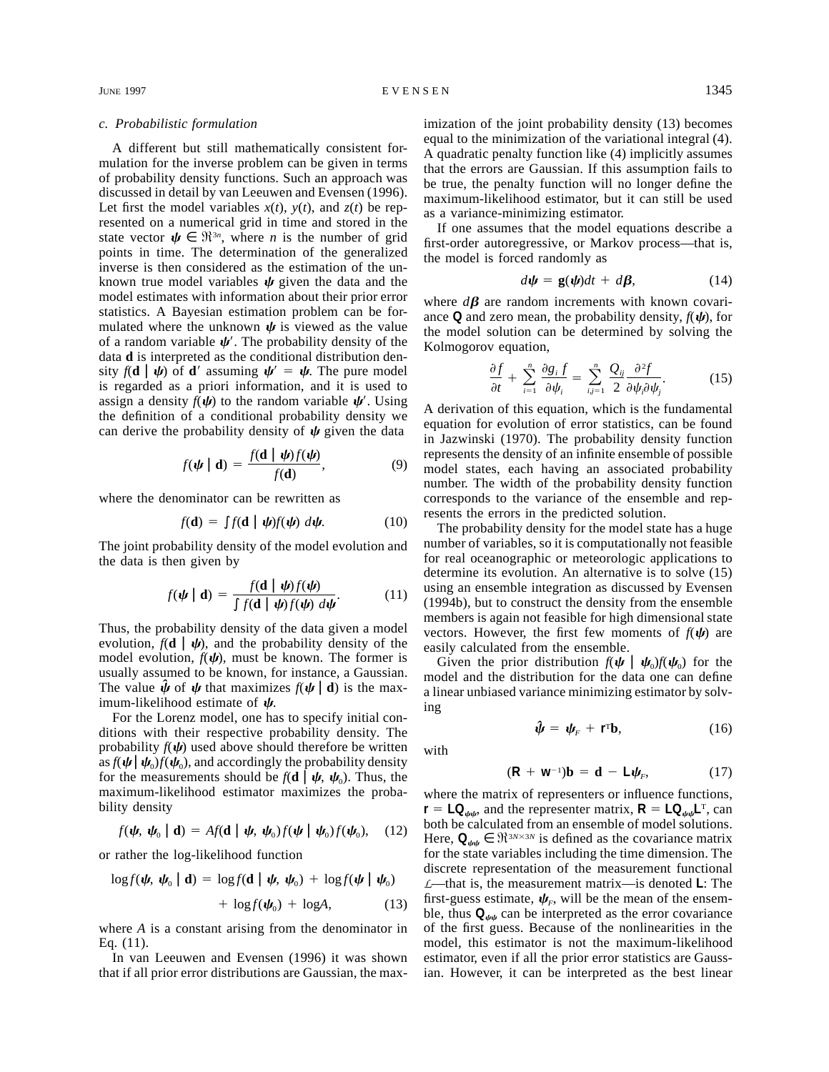### c. Probabilistic formulation

A different but still mathematically consistent formulation for the inverse problem can be given in terms of probability density functions. Such an approach was discussed in detail by van Leeuwen and Evensen (1996). Let first the model variables $x(t)$, $y(t)$, and $z(t)$ be represented on a numerical grid in time and stored in the state vector $\boldsymbol{\psi} \in \Re^{3n}$, where $n$ is the number of grid points in time. The determination of the generalized inverse is then considered as the estimation of the unknown true model variables $\boldsymbol{\psi}$ given the data and the model estimates with information about their prior error statistics. A Bayesian estimation problem can be formulated where the unknown $\boldsymbol{\psi}$ is viewed as the value of a random variable $\boldsymbol{\psi}'$. The probability density of the data $\mathbf{d}$ is interpreted as the conditional distribution density $f(\mathbf{d} \mid \boldsymbol{\psi})$ of $\mathbf{d}'$ assuming $\boldsymbol{\psi}' = \boldsymbol{\psi}$. The pure model is regarded as a priori information, and it is used to assign a density $f(\boldsymbol{\psi})$ to the random variable $\boldsymbol{\psi}'$. Using the definition of a conditional probability density we can derive the probability density of $\boldsymbol{\psi}$ given the data

$$f(\boldsymbol{\psi} \mid \mathbf{d}) = \frac{f(\mathbf{d} \mid \boldsymbol{\psi}) f(\boldsymbol{\psi})}{f(\mathbf{d})}, \tag{9}$$

where the denominator can be rewritten as

$$f(\mathbf{d}) = \int f(\mathbf{d} \mid \boldsymbol{\psi}) f(\boldsymbol{\psi})\, d\boldsymbol{\psi}. \tag{10}$$

The joint probability density of the model evolution and the data is then given by

$$f(\boldsymbol{\psi} \mid \mathbf{d}) = \frac{f(\mathbf{d} \mid \boldsymbol{\psi}) f(\boldsymbol{\psi})}{\int f(\mathbf{d} \mid \boldsymbol{\psi}) f(\boldsymbol{\psi})\, d\boldsymbol{\psi}}. \tag{11}$$

Thus, the probability density of the data given a model evolution, $f(\mathbf{d} \mid \boldsymbol{\psi})$, and the probability density of the model evolution, $f(\boldsymbol{\psi})$, must be known. The former is usually assumed to be known, for instance, a Gaussian. The value $\hat{\boldsymbol{\psi}}$ of $\boldsymbol{\psi}$ that maximizes $f(\boldsymbol{\psi} \mid \mathbf{d})$ is the maximum-likelihood estimate of $\boldsymbol{\psi}$.

For the Lorenz model, one has to specify initial conditions with their respective probability density. The probability $f(\boldsymbol{\psi})$ used above should therefore be written as $f(\boldsymbol{\psi} \mid \boldsymbol{\psi}_0) f(\boldsymbol{\psi}_0)$, and accordingly the probability density for the measurements should be $f(\mathbf{d} \mid \boldsymbol{\psi}, \boldsymbol{\psi}_0)$. Thus, the maximum-likelihood estimator maximizes the probability density

$$f(\boldsymbol{\psi}, \boldsymbol{\psi}_0 \mid \mathbf{d}) = A f(\mathbf{d} \mid \boldsymbol{\psi}, \boldsymbol{\psi}_0) f(\boldsymbol{\psi} \mid \boldsymbol{\psi}_0) f(\boldsymbol{\psi}_0), \tag{12}$$

or rather the log-likelihood function

$$\log f(\boldsymbol{\psi}, \boldsymbol{\psi}_0 \mid \mathbf{d}) = \log f(\mathbf{d} \mid \boldsymbol{\psi}, \boldsymbol{\psi}_0) + \log f(\boldsymbol{\psi} \mid \boldsymbol{\psi}_0) + \log f(\boldsymbol{\psi}_0) + \log A, \tag{13}$$

where $A$ is a constant arising from the denominator in Eq. (11).

In van Leeuwen and Evensen (1996) it was shown that if all prior error distributions are Gaussian, the maximization of the joint probability density (13) becomes equal to the minimization of the variational integral (4). A quadratic penalty function like (4) implicitly assumes that the errors are Gaussian. If this assumption fails to be true, the penalty function will no longer define the maximum-likelihood estimator, but it can still be used as a variance-minimizing estimator.

If one assumes that the model equations describe a first-order autoregressive, or Markov process—that is, the model is forced randomly as

$$d\boldsymbol{\psi} = \mathbf{g}(\boldsymbol{\psi}) dt + d\boldsymbol{\beta}, \tag{14}$$

where $d\boldsymbol{\beta}$ are random increments with known covariance $\mathbf{Q}$ and zero mean, the probability density, $f(\boldsymbol{\psi})$, for the model solution can be determined by solving the Kolmogorov equation,

$$\frac{\partial f}{\partial t} + \sum_{i=1}^{n} \frac{\partial g_i f}{\partial \psi_i} = \sum_{i,j=1}^{n} \frac{Q_{ij}}{2} \frac{\partial^2 f}{\partial \psi_i \partial \psi_j}. \tag{15}$$

A derivation of this equation, which is the fundamental equation for evolution of error statistics, can be found in Jazwinski (1970). The probability density function represents the density of an infinite ensemble of possible model states, each having an associated probability number. The width of the probability density function corresponds to the variance of the ensemble and represents the errors in the predicted solution.

The probability density for the model state has a huge number of variables, so it is computationally not feasible for real oceanographic or meteorologic applications to determine its evolution. An alternative is to solve (15) using an ensemble integration as discussed by Evensen (1994b), but to construct the density from the ensemble members is again not feasible for high dimensional state vectors. However, the first few moments of $f(\boldsymbol{\psi})$ are easily calculated from the ensemble.

Given the prior distribution $f(\boldsymbol{\psi} \mid \boldsymbol{\psi}_0) f(\boldsymbol{\psi}_0)$ for the model and the distribution for the data one can define a linear unbiased variance minimizing estimator by solving

$$\hat{\boldsymbol{\psi}} = \boldsymbol{\psi}_F + \mathbf{r}^{\mathrm{T}} \mathbf{b}, \tag{16}$$

with

$$(\mathbf{R} + \mathbf{w}^{-1}) \mathbf{b} = \mathbf{d} - \mathbf{L} \boldsymbol{\psi}_F, \tag{17}$$

where the matrix of representers or influence functions, $\mathbf{r} = \mathbf{L} \mathbf{Q}_{\psi\psi}$, and the representer matrix, $\mathbf{R} = \mathbf{L} \mathbf{Q}_{\psi\psi} \mathbf{L}^{\mathrm{T}}$, can both be calculated from an ensemble of model solutions. Here, $\mathbf{Q}_{\psi\psi} \in \Re^{3N \times 3N}$ is defined as the covariance matrix for the state variables including the time dimension. The discrete representation of the measurement functional $\mathcal{L}$—that is, the measurement matrix—is denoted $\mathbf{L}$: The first-guess estimate, $\boldsymbol{\psi}_F$, will be the mean of the ensemble, thus $\mathbf{Q}_{\psi\psi}$ can be interpreted as the error covariance of the first guess. Because of the nonlinearities in the model, this estimator is not the maximum-likelihood estimator, even if all the prior error statistics are Gaussian. However, it can be interpreted as the best linear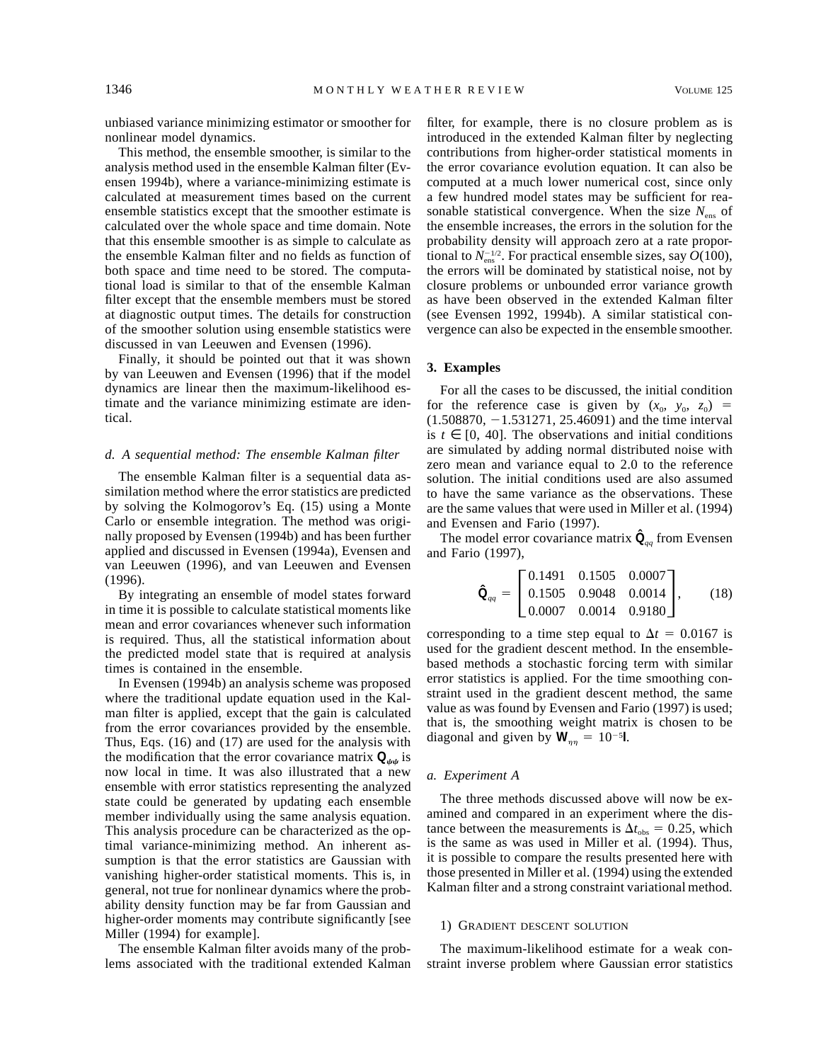unbiased variance minimizing estimator or smoother for nonlinear model dynamics.

This method, the ensemble smoother, is similar to the analysis method used in the ensemble Kalman filter (Evensen 1994b), where a variance-minimizing estimate is calculated at measurement times based on the current ensemble statistics except that the smoother estimate is calculated over the whole space and time domain. Note that this ensemble smoother is as simple to calculate as the ensemble Kalman filter and no fields as function of both space and time need to be stored. The computational load is similar to that of the ensemble Kalman filter except that the ensemble members must be stored at diagnostic output times. The details for construction of the smoother solution using ensemble statistics were discussed in van Leeuwen and Evensen (1996).

Finally, it should be pointed out that it was shown by van Leeuwen and Evensen (1996) that if the model dynamics are linear then the maximum-likelihood estimate and the variance minimizing estimate are identical.

### *d. A sequential method: The ensemble Kalman filter*

The ensemble Kalman filter is a sequential data assimilation method where the error statistics are predicted by solving the Kolmogorov's Eq. (15) using a Monte Carlo or ensemble integration. The method was originally proposed by Evensen (1994b) and has been further applied and discussed in Evensen (1994a), Evensen and van Leeuwen (1996), and van Leeuwen and Evensen (1996).

By integrating an ensemble of model states forward in time it is possible to calculate statistical moments like mean and error covariances whenever such information is required. Thus, all the statistical information about the predicted model state that is required at analysis times is contained in the ensemble.

In Evensen (1994b) an analysis scheme was proposed where the traditional update equation used in the Kalman filter is applied, except that the gain is calculated from the error covariances provided by the ensemble. Thus, Eqs. (16) and (17) are used for the analysis with the modification that the error covariance matrix $\mathbf{Q}_{\psi\psi}$ is now local in time. It was also illustrated that a new ensemble with error statistics representing the analyzed state could be generated by updating each ensemble member individually using the same analysis equation. This analysis procedure can be characterized as the optimal variance-minimizing method. An inherent assumption is that the error statistics are Gaussian with vanishing higher-order statistical moments. This is, in general, not true for nonlinear dynamics where the probability density function may be far from Gaussian and higher-order moments may contribute significantly [see Miller (1994) for example].

The ensemble Kalman filter avoids many of the problems associated with the traditional extended Kalman filter, for example, there is no closure problem as is introduced in the extended Kalman filter by neglecting contributions from higher-order statistical moments in the error covariance evolution equation. It can also be computed at a much lower numerical cost, since only a few hundred model states may be sufficient for reasonable statistical convergence. When the size $N_{ens}$ of the ensemble increases, the errors in the solution for the probability density will approach zero at a rate proportional to $N_{ens}^{-1/2}$. For practical ensemble sizes, say $O(100)$, the errors will be dominated by statistical noise, not by closure problems or unbounded error variance growth as have been observed in the extended Kalman filter (see Evensen 1992, 1994b). A similar statistical convergence can also be expected in the ensemble smoother.

## 3. Examples

For all the cases to be discussed, the initial condition for the reference case is given by $(x_0, y_0, z_0) = (1.508870, -1.531271, 25.46091)$ and the time interval is $t \in [0, 40]$. The observations and initial conditions are simulated by adding normal distributed noise with zero mean and variance equal to 2.0 to the reference solution. The initial conditions used are also assumed to have the same variance as the observations. These are the same values that were used in Miller et al. (1994) and Evensen and Fario (1997).

The model error covariance matrix $\hat{\mathbf{Q}}_{qq}$ from Evensen and Fario (1997),

$$\hat{\mathbf{Q}}_{qq} = \begin{bmatrix} 0.1491 & 0.1505 & 0.0007 \\ 0.1505 & 0.9048 & 0.0014 \\ 0.0007 & 0.0014 & 0.9180 \end{bmatrix}, \qquad (18)$$

corresponding to a time step equal to $\Delta t = 0.0167$ is used for the gradient descent method. In the ensemble-based methods a stochastic forcing term with similar error statistics is applied. For the time smoothing constraint used in the gradient descent method, the same value as was found by Evensen and Fario (1997) is used; that is, the smoothing weight matrix is chosen to be diagonal and given by $\mathbf{W}_{\eta\eta} = 10^{-5}\mathbf{I}$.

### *a. Experiment A*

The three methods discussed above will now be examined and compared in an experiment where the distance between the measurements is $\Delta t_{obs} = 0.25$, which is the same as was used in Miller et al. (1994). Thus, it is possible to compare the results presented here with those presented in Miller et al. (1994) using the extended Kalman filter and a strong constraint variational method.

#### 1) Gradient descent solution

The maximum-likelihood estimate for a weak constraint inverse problem where Gaussian error statistics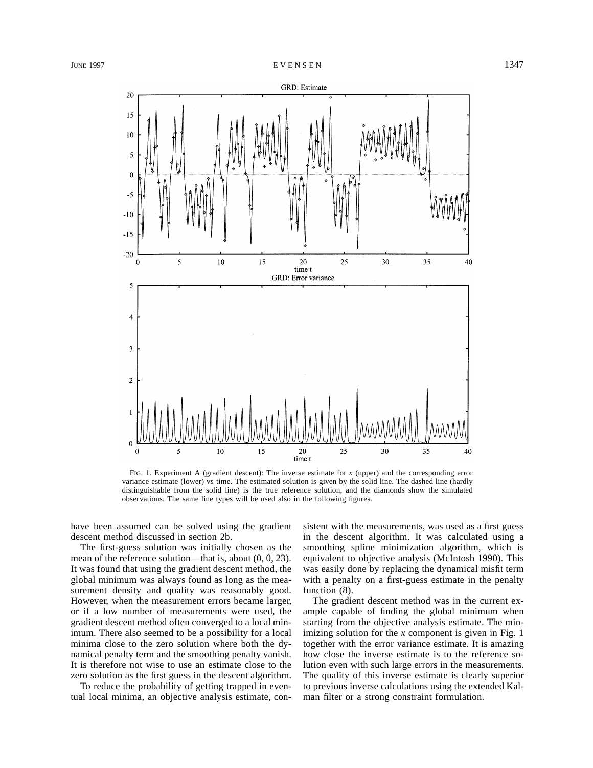GRD: Estimate

20
15
10
5
0
-5
-10
-15
-20

0 5 10 15 20 25 30 35 40

time t

GRD: Error variance

5
4
3
2
1
0

0 5 10 15 20 25 30 35 40

time t

FIG. 1. Experiment A (gradient descent): The inverse estimate for $x$ (upper) and the corresponding error variance estimate (lower) vs time. The estimated solution is given by the solid line. The dashed line (hardly distinguishable from the solid line) is the true reference solution, and the diamonds show the simulated observations. The same line types will be used also in the following figures.

have been assumed can be solved using the gradient descent method discussed in section 2b.

The first-guess solution was initially chosen as the mean of the reference solution—that is, about (0, 0, 23). It was found that using the gradient descent method, the global minimum was always found as long as the measurement density and quality was reasonably good. However, when the measurement errors became larger, or if a low number of measurements were used, the gradient descent method often converged to a local minimum. There also seemed to be a possibility for a local minima close to the zero solution where both the dynamical penalty term and the smoothing penalty vanish. It is therefore not wise to use an estimate close to the zero solution as the first guess in the descent algorithm.

To reduce the probability of getting trapped in eventual local minima, an objective analysis estimate, consistent with the measurements, was used as a first guess in the descent algorithm. It was calculated using a smoothing spline minimization algorithm, which is equivalent to objective analysis (McIntosh 1990). This was easily done by replacing the dynamical misfit term with a penalty on a first-guess estimate in the penalty function (8).

The gradient descent method was in the current example capable of finding the global minimum when starting from the objective analysis estimate. The minimizing solution for the $x$ component is given in Fig. 1 together with the error variance estimate. It is amazing how close the inverse estimate is to the reference solution even with such large errors in the measurements. The quality of this inverse estimate is clearly superior to previous inverse calculations using the extended Kalman filter or a strong constraint formulation.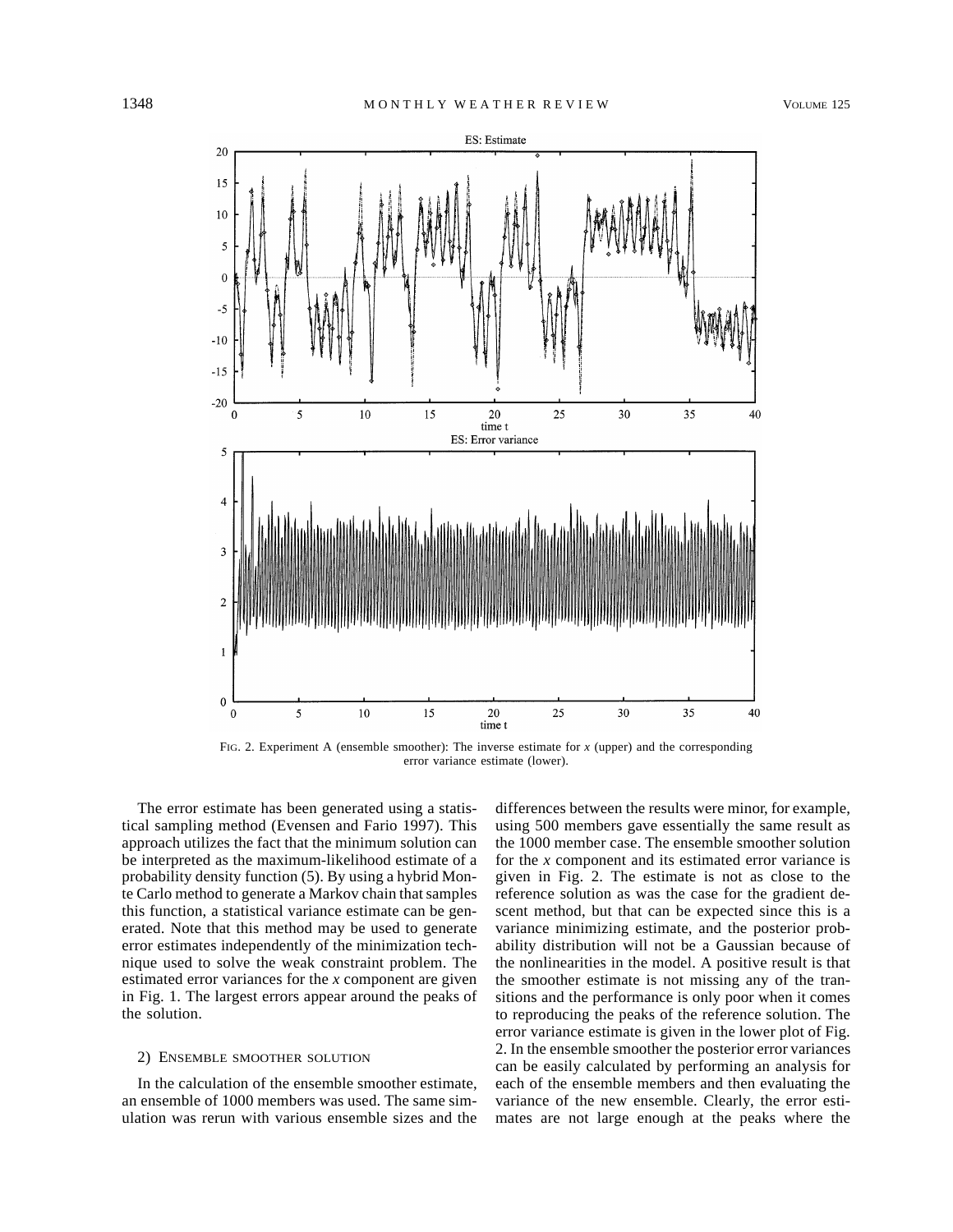FIG. 2. Experiment A (ensemble smoother): The inverse estimate for $x$ (upper) and the corresponding error variance estimate (lower).

The error estimate has been generated using a statistical sampling method (Evensen and Fario 1997). This approach utilizes the fact that the minimum solution can be interpreted as the maximum-likelihood estimate of a probability density function (5). By using a hybrid Monte Carlo method to generate a Markov chain that samples this function, a statistical variance estimate can be generated. Note that this method may be used to generate error estimates independently of the minimization technique used to solve the weak constraint problem. The estimated error variances for the $x$ component are given in Fig. 1. The largest errors appear around the peaks of the solution.

#### 2) Ensemble smoother solution

In the calculation of the ensemble smoother estimate, an ensemble of 1000 members was used. The same simulation was rerun with various ensemble sizes and the differences between the results were minor, for example, using 500 members gave essentially the same result as the 1000 member case. The ensemble smoother solution for the $x$ component and its estimated error variance is given in Fig. 2. The estimate is not as close to the reference solution as was the case for the gradient descent method, but that can be expected since this is a variance minimizing estimate, and the posterior probability distribution will not be a Gaussian because of the nonlinearities in the model. A positive result is that the smoother estimate is not missing any of the transitions and the performance is only poor when it comes to reproducing the peaks of the reference solution. The error variance estimate is given in the lower plot of Fig. 2. In the ensemble smoother the posterior error variances can be easily calculated by performing an analysis for each of the ensemble members and then evaluating the variance of the new ensemble. Clearly, the error estimates are not large enough at the peaks where the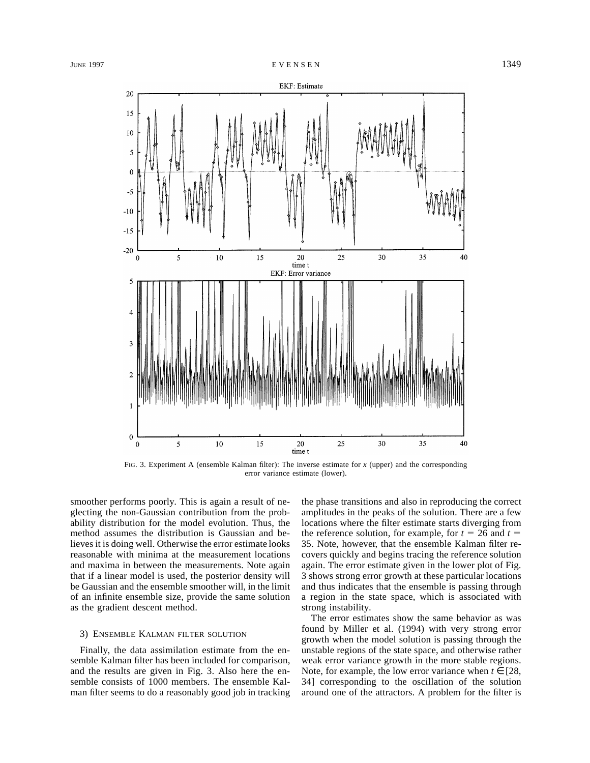FIG. 3. Experiment A (ensemble Kalman filter): The inverse estimate for $x$ (upper) and the corresponding error variance estimate (lower).

smoother performs poorly. This is again a result of neglecting the non-Gaussian contribution from the probability distribution for the model evolution. Thus, the method assumes the distribution is Gaussian and believes it is doing well. Otherwise the error estimate looks reasonable with minima at the measurement locations and maxima in between the measurements. Note again that if a linear model is used, the posterior density will be Gaussian and the ensemble smoother will, in the limit of an infinite ensemble size, provide the same solution as the gradient descent method.

#### 3) Ensemble Kalman filter solution

Finally, the data assimilation estimate from the ensemble Kalman filter has been included for comparison, and the results are given in Fig. 3. Also here the ensemble consists of 1000 members. The ensemble Kalman filter seems to do a reasonably good job in tracking the phase transitions and also in reproducing the correct amplitudes in the peaks of the solution. There are a few locations where the filter estimate starts diverging from the reference solution, for example, for $t = 26$ and $t = 35$. Note, however, that the ensemble Kalman filter recovers quickly and begins tracing the reference solution again. The error estimate given in the lower plot of Fig. 3 shows strong error growth at these particular locations and thus indicates that the ensemble is passing through a region in the state space, which is associated with strong instability.

The error estimates show the same behavior as was found by Miller et al. (1994) with very strong error growth when the model solution is passing through the unstable regions of the state space, and otherwise rather weak error variance growth in the more stable regions. Note, for example, the low error variance when $t \in [28, 34]$ corresponding to the oscillation of the solution around one of the attractors. A problem for the filter is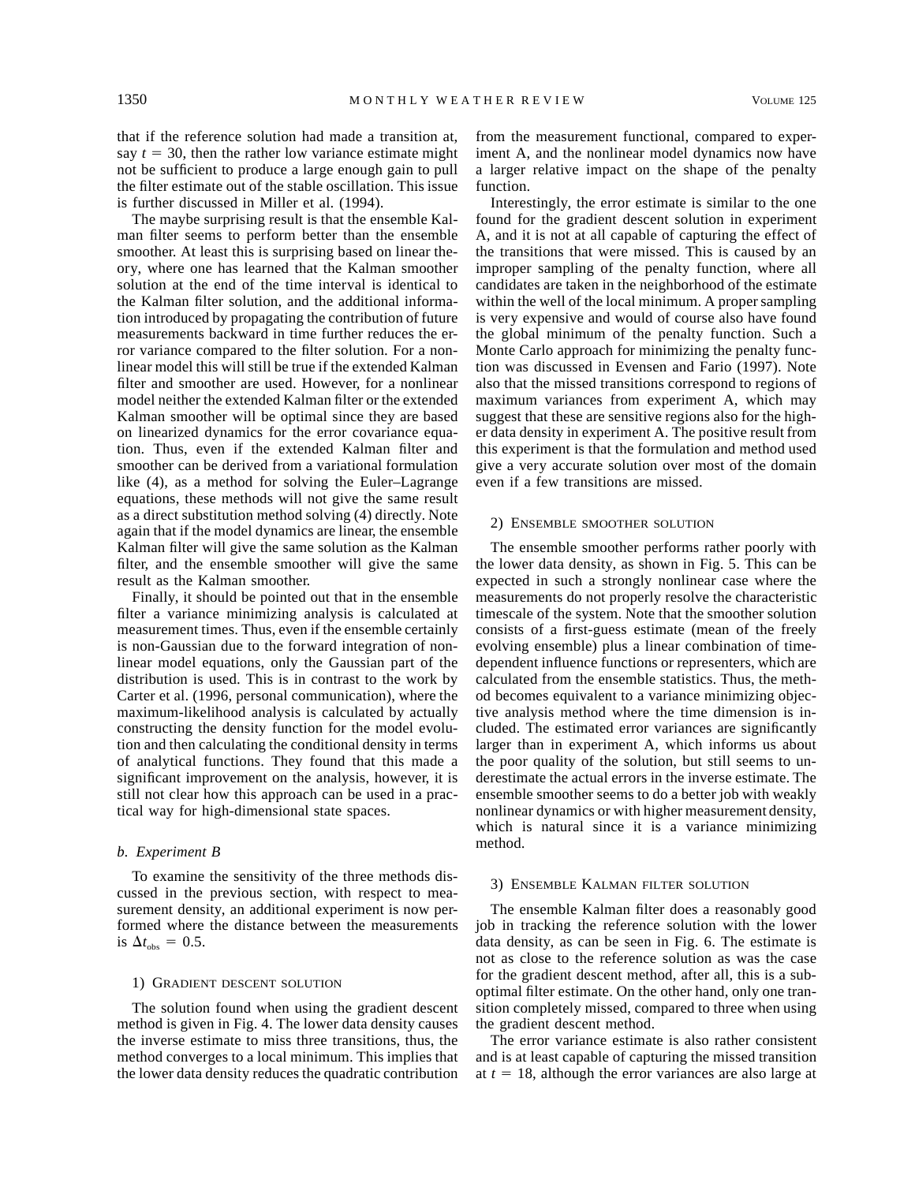that if the reference solution had made a transition at, say $t = 30$, then the rather low variance estimate might not be sufficient to produce a large enough gain to pull the filter estimate out of the stable oscillation. This issue is further discussed in Miller et al. (1994).

The maybe surprising result is that the ensemble Kalman filter seems to perform better than the ensemble smoother. At least this is surprising based on linear theory, where one has learned that the Kalman smoother solution at the end of the time interval is identical to the Kalman filter solution, and the additional information introduced by propagating the contribution of future measurements backward in time further reduces the error variance compared to the filter solution. For a nonlinear model this will still be true if the extended Kalman filter and smoother are used. However, for a nonlinear model neither the extended Kalman filter or the extended Kalman smoother will be optimal since they are based on linearized dynamics for the error covariance equation. Thus, even if the extended Kalman filter and smoother can be derived from a variational formulation like (4), as a method for solving the Euler–Lagrange equations, these methods will not give the same result as a direct substitution method solving (4) directly. Note again that if the model dynamics are linear, the ensemble Kalman filter will give the same solution as the Kalman filter, and the ensemble smoother will give the same result as the Kalman smoother.

Finally, it should be pointed out that in the ensemble filter a variance minimizing analysis is calculated at measurement times. Thus, even if the ensemble certainly is non-Gaussian due to the forward integration of nonlinear model equations, only the Gaussian part of the distribution is used. This is in contrast to the work by Carter et al. (1996, personal communication), where the maximum-likelihood analysis is calculated by actually constructing the density function for the model evolution and then calculating the conditional density in terms of analytical functions. They found that this made a significant improvement on the analysis, however, it is still not clear how this approach can be used in a practical way for high-dimensional state spaces.

### *b. Experiment B*

To examine the sensitivity of the three methods discussed in the previous section, with respect to measurement density, an additional experiment is now performed where the distance between the measurements is $\Delta t_{obs} = 0.5$.

#### 1) Gradient descent solution

The solution found when using the gradient descent method is given in Fig. 4. The lower data density causes the inverse estimate to miss three transitions, thus, the method converges to a local minimum. This implies that the lower data density reduces the quadratic contribution from the measurement functional, compared to experiment A, and the nonlinear model dynamics now have a larger relative impact on the shape of the penalty function.

Interestingly, the error estimate is similar to the one found for the gradient descent solution in experiment A, and it is not at all capable of capturing the effect of the transitions that were missed. This is caused by an improper sampling of the penalty function, where all candidates are taken in the neighborhood of the estimate within the well of the local minimum. A proper sampling is very expensive and would of course also have found the global minimum of the penalty function. Such a Monte Carlo approach for minimizing the penalty function was discussed in Evensen and Fario (1997). Note also that the missed transitions correspond to regions of maximum variances from experiment A, which may suggest that these are sensitive regions also for the higher data density in experiment A. The positive result from this experiment is that the formulation and method used give a very accurate solution over most of the domain even if a few transitions are missed.

#### 2) Ensemble smoother solution

The ensemble smoother performs rather poorly with the lower data density, as shown in Fig. 5. This can be expected in such a strongly nonlinear case where the measurements do not properly resolve the characteristic timescale of the system. Note that the smoother solution consists of a first-guess estimate (mean of the freely evolving ensemble) plus a linear combination of time-dependent influence functions or representers, which are calculated from the ensemble statistics. Thus, the method becomes equivalent to a variance minimizing objective analysis method where the time dimension is included. The estimated error variances are significantly larger than in experiment A, which informs us about the poor quality of the solution, but still seems to underestimate the actual errors in the inverse estimate. The ensemble smoother seems to do a better job with weakly nonlinear dynamics or with higher measurement density, which is natural since it is a variance minimizing method.

#### 3) Ensemble Kalman filter solution

The ensemble Kalman filter does a reasonably good job in tracking the reference solution with the lower data density, as can be seen in Fig. 6. The estimate is not as close to the reference solution as was the case for the gradient descent method, after all, this is a suboptimal filter estimate. On the other hand, only one transition completely missed, compared to three when using the gradient descent method.

The error variance estimate is also rather consistent and is at least capable of capturing the missed transition at $t = 18$, although the error variances are also large at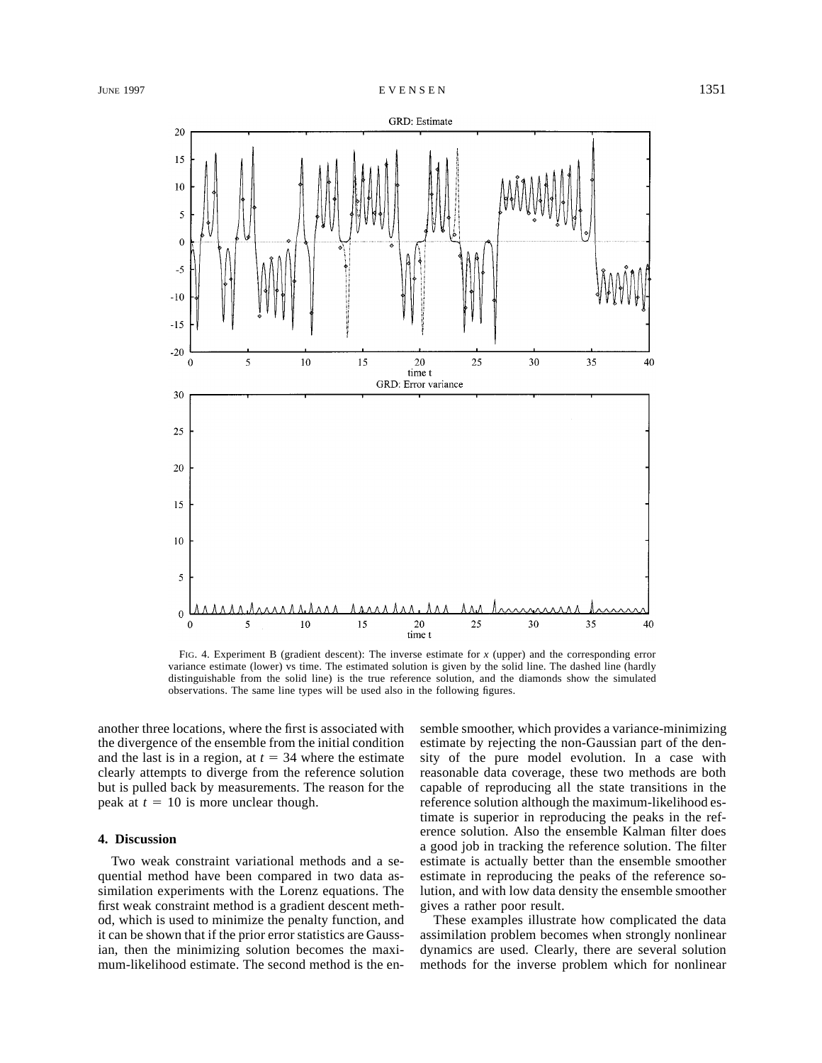FIG. 4. Experiment B (gradient descent): The inverse estimate for $x$ (upper) and the corresponding error variance estimate (lower) vs time. The estimated solution is given by the solid line. The dashed line (hardly distinguishable from the solid line) is the true reference solution, and the diamonds show the simulated observations. The same line types will be used also in the following figures.

another three locations, where the first is associated with the divergence of the ensemble from the initial condition and the last is in a region, at $t = 34$ where the estimate clearly attempts to diverge from the reference solution but is pulled back by measurements. The reason for the peak at $t = 10$ is more unclear though.

## 4. Discussion

Two weak constraint variational methods and a sequential method have been compared in two data assimilation experiments with the Lorenz equations. The first weak constraint method is a gradient descent method, which is used to minimize the penalty function, and it can be shown that if the prior error statistics are Gaussian, then the minimizing solution becomes the maximum-likelihood estimate. The second method is the ensemble smoother, which provides a variance-minimizing estimate by rejecting the non-Gaussian part of the density of the pure model evolution. In a case with reasonable data coverage, these two methods are both capable of reproducing all the state transitions in the reference solution although the maximum-likelihood estimate is superior in reproducing the peaks in the reference solution. Also the ensemble Kalman filter does a good job in tracking the reference solution. The filter estimate is actually better than the ensemble smoother estimate in reproducing the peaks of the reference solution, and with low data density the ensemble smoother gives a rather poor result.

These examples illustrate how complicated the data assimilation problem becomes when strongly nonlinear dynamics are used. Clearly, there are several solution methods for the inverse problem which for nonlinear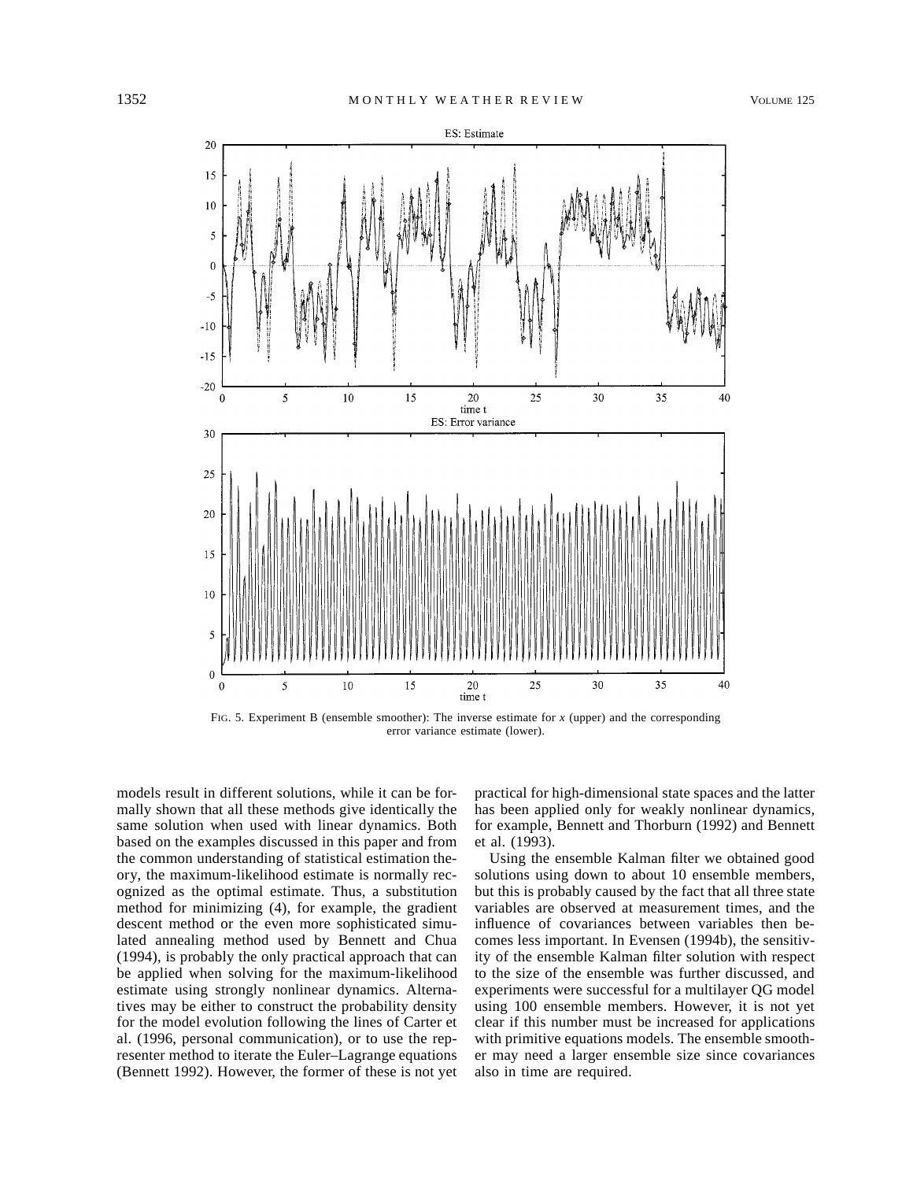FIG. 5. Experiment B (ensemble smoother): The inverse estimate for $x$ (upper) and the corresponding error variance estimate (lower).

models result in different solutions, while it can be formally shown that all these methods give identically the same solution when used with linear dynamics. Both based on the examples discussed in this paper and from the common understanding of statistical estimation theory, the maximum-likelihood estimate is normally recognized as the optimal estimate. Thus, a substitution method for minimizing (4), for example, the gradient descent method or the even more sophisticated simulated annealing method used by Bennett and Chua (1994), is probably the only practical approach that can be applied when solving for the maximum-likelihood estimate using strongly nonlinear dynamics. Alternatives may be either to construct the probability density for the model evolution following the lines of Carter et al. (1996, personal communication), or to use the representer method to iterate the Euler–Lagrange equations (Bennett 1992). However, the former of these is not yet practical for high-dimensional state spaces and the latter has been applied only for weakly nonlinear dynamics, for example, Bennett and Thorburn (1992) and Bennett et al. (1993).

Using the ensemble Kalman filter we obtained good solutions using down to about 10 ensemble members, but this is probably caused by the fact that all three state variables are observed at measurement times, and the influence of covariances between variables then becomes less important. In Evensen (1994b), the sensitivity of the ensemble Kalman filter solution with respect to the size of the ensemble was further discussed, and experiments were successful for a multilayer QG model using 100 ensemble members. However, it is not yet clear if this number must be increased for applications with primitive equations models. The ensemble smoother may need a larger ensemble size since covariances also in time are required.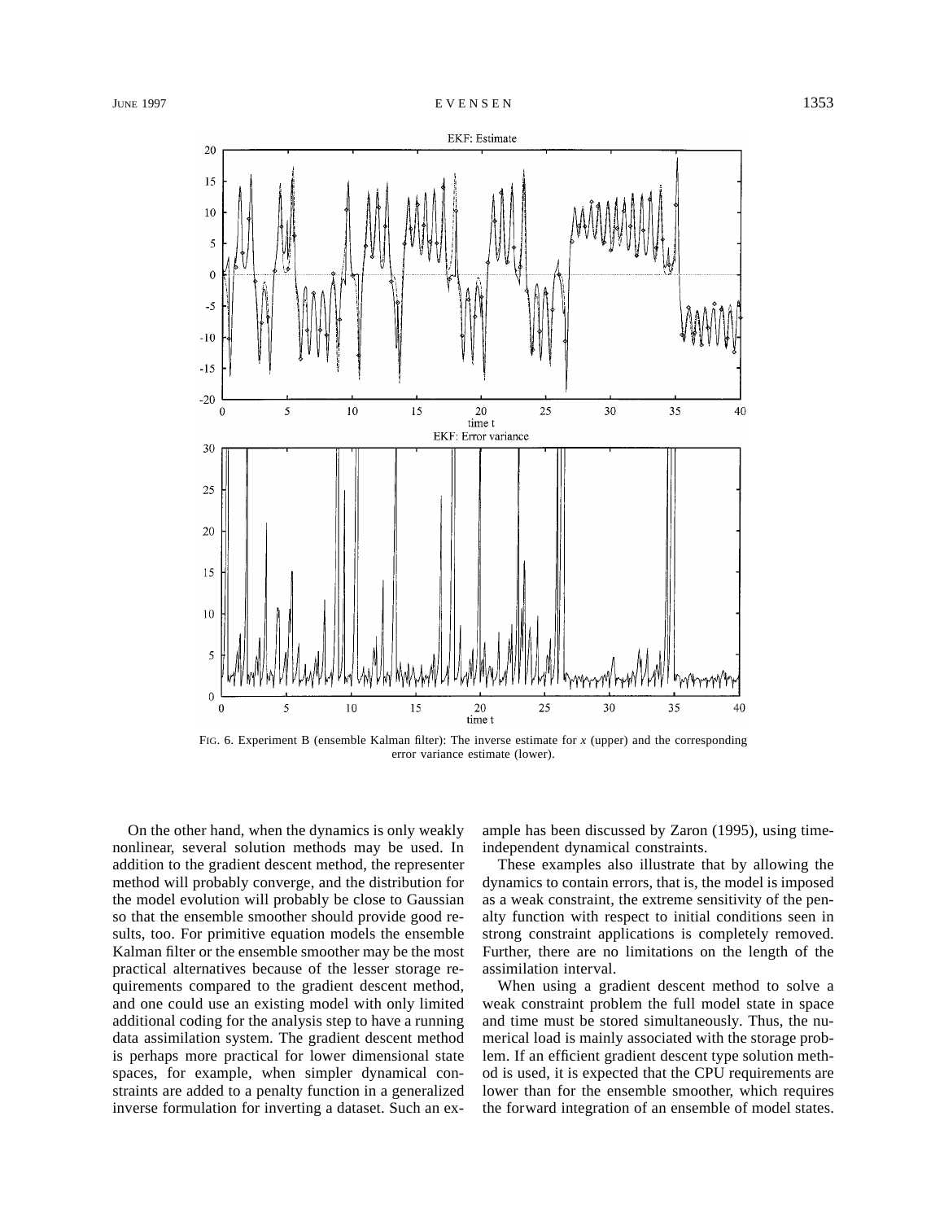FIG. 6. Experiment B (ensemble Kalman filter): The inverse estimate for $x$ (upper) and the corresponding error variance estimate (lower).

On the other hand, when the dynamics is only weakly nonlinear, several solution methods may be used. In addition to the gradient descent method, the representer method will probably converge, and the distribution for the model evolution will probably be close to Gaussian so that the ensemble smoother should provide good results, too. For primitive equation models the ensemble Kalman filter or the ensemble smoother may be the most practical alternatives because of the lesser storage requirements compared to the gradient descent method, and one could use an existing model with only limited additional coding for the analysis step to have a running data assimilation system. The gradient descent method is perhaps more practical for lower dimensional state spaces, for example, when simpler dynamical constraints are added to a penalty function in a generalized inverse formulation for inverting a dataset. Such an example has been discussed by Zaron (1995), using time-independent dynamical constraints.

These examples also illustrate that by allowing the dynamics to contain errors, that is, the model is imposed as a weak constraint, the extreme sensitivity of the penalty function with respect to initial conditions seen in strong constraint applications is completely removed. Further, there are no limitations on the length of the assimilation interval.

When using a gradient descent method to solve a weak constraint problem the full model state in space and time must be stored simultaneously. Thus, the numerical load is mainly associated with the storage problem. If an efficient gradient descent type solution method is used, it is expected that the CPU requirements are lower than for the ensemble smoother, which requires the forward integration of an ensemble of model states.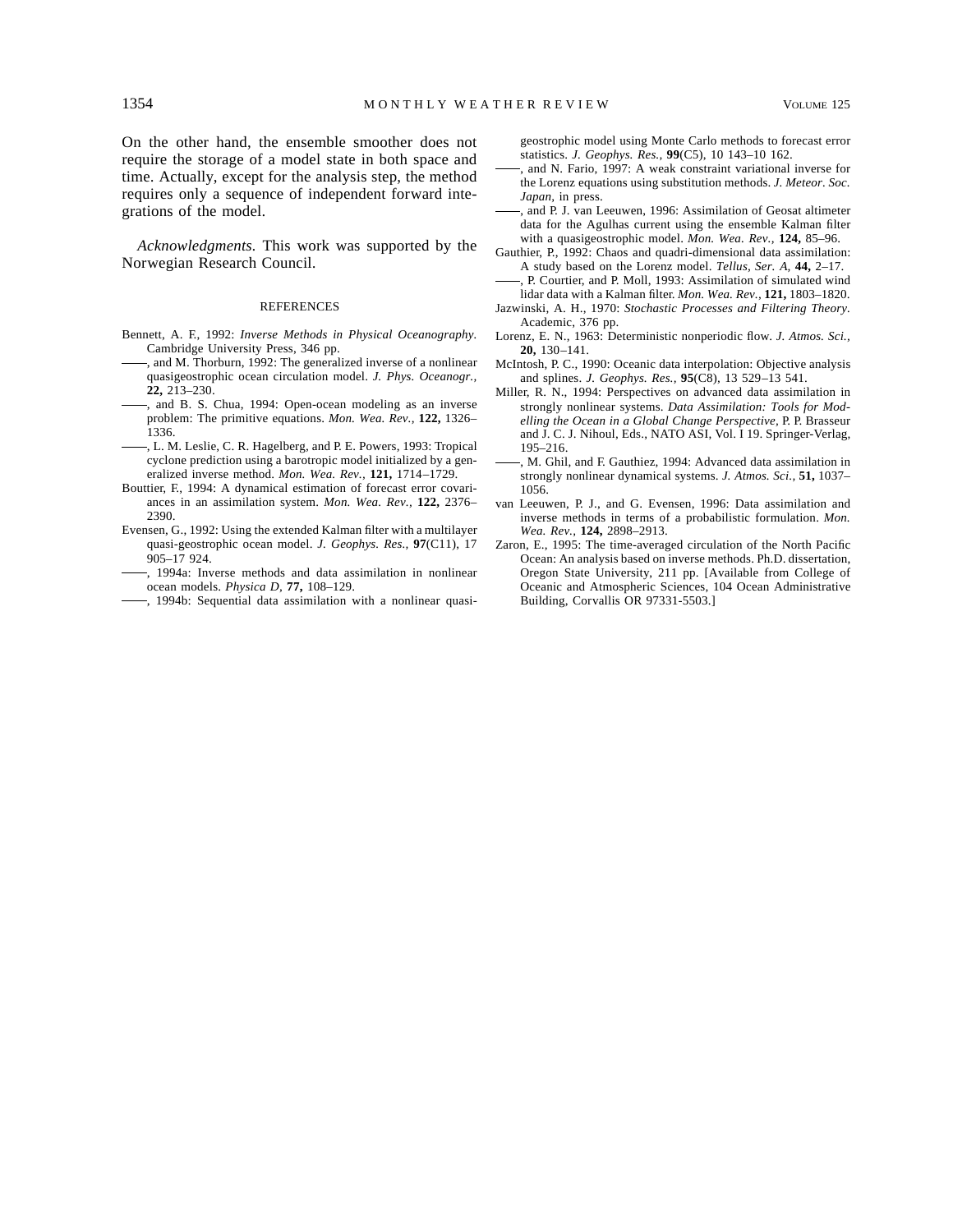On the other hand, the ensemble smoother does not require the storage of a model state in both space and time. Actually, except for the analysis step, the method requires only a sequence of independent forward integrations of the model.

*Acknowledgments.* This work was supported by the Norwegian Research Council.

## REFERENCES

Bennett, A. F., 1992: *Inverse Methods in Physical Oceanography.* Cambridge University Press, 346 pp.

——, and M. Thorburn, 1992: The generalized inverse of a nonlinear quasigeostrophic ocean circulation model. *J. Phys. Oceanogr.,* **22,** 213–230.

——, and B. S. Chua, 1994: Open-ocean modeling as an inverse problem: The primitive equations. *Mon. Wea. Rev.,* **122,** 1326–1336.

——, L. M. Leslie, C. R. Hagelberg, and P. E. Powers, 1993: Tropical cyclone prediction using a barotropic model initialized by a generalized inverse method. *Mon. Wea. Rev.,* **121,** 1714–1729.

Bouttier, F., 1994: A dynamical estimation of forecast error covariances in an assimilation system. *Mon. Wea. Rev.,* **122,** 2376–2390.

Evensen, G., 1992: Using the extended Kalman filter with a multilayer quasi-geostrophic ocean model. *J. Geophys. Res.,* **97**(C11), 17 905–17 924.

——, 1994a: Inverse methods and data assimilation in nonlinear ocean models. *Physica D,* **77,** 108–129.

——, 1994b: Sequential data assimilation with a nonlinear quasi-geostrophic model using Monte Carlo methods to forecast error statistics. *J. Geophys. Res.,* **99**(C5), 10 143–10 162.

——, and N. Fario, 1997: A weak constraint variational inverse for the Lorenz equations using substitution methods. *J. Meteor. Soc. Japan,* in press.

——, and P. J. van Leeuwen, 1996: Assimilation of Geosat altimeter data for the Agulhas current using the ensemble Kalman filter with a quasigeostrophic model. *Mon. Wea. Rev.,* **124,** 85–96.

Gauthier, P., 1992: Chaos and quadri-dimensional data assimilation: A study based on the Lorenz model. *Tellus, Ser. A,* **44,** 2–17.

——, P. Courtier, and P. Moll, 1993: Assimilation of simulated wind lidar data with a Kalman filter. *Mon. Wea. Rev.,* **121,** 1803–1820.

Jazwinski, A. H., 1970: *Stochastic Processes and Filtering Theory.* Academic, 376 pp.

Lorenz, E. N., 1963: Deterministic nonperiodic flow. *J. Atmos. Sci.,* **20,** 130–141.

McIntosh, P. C., 1990: Oceanic data interpolation: Objective analysis and splines. *J. Geophys. Res.,* **95**(C8), 13 529–13 541.

Miller, R. N., 1994: Perspectives on advanced data assimilation in strongly nonlinear systems. *Data Assimilation: Tools for Modelling the Ocean in a Global Change Perspective,* P. P. Brasseur and J. C. J. Nihoul, Eds., NATO ASI, Vol. I 19. Springer-Verlag, 195–216.

——, M. Ghil, and F. Gauthiez, 1994: Advanced data assimilation in strongly nonlinear dynamical systems. *J. Atmos. Sci.,* **51,** 1037–1056.

van Leeuwen, P. J., and G. Evensen, 1996: Data assimilation and inverse methods in terms of a probabilistic formulation. *Mon. Wea. Rev.,* **124,** 2898–2913.

Zaron, E., 1995: The time-averaged circulation of the North Pacific Ocean: An analysis based on inverse methods. Ph.D. dissertation, Oregon State University, 211 pp. [Available from College of Oceanic and Atmospheric Sciences, 104 Ocean Administrative Building, Corvallis OR 97331-5503.]